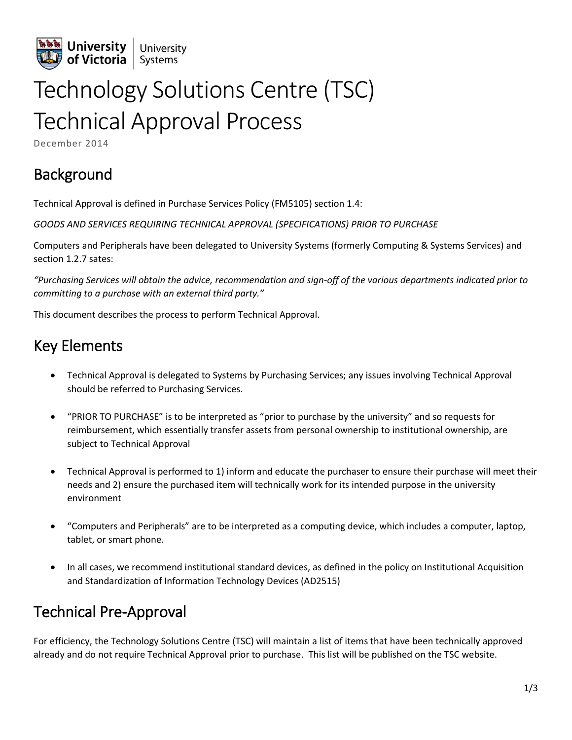University of Victoria | University Systems

# Technology Solutions Centre (TSC) Technical Approval Process

December 2014

## Background

Technical Approval is defined in Purchase Services Policy (FM5105) section 1.4:

*GOODS AND SERVICES REQUIRING TECHNICAL APPROVAL (SPECIFICATIONS) PRIOR TO PURCHASE*

Computers and Peripherals have been delegated to University Systems (formerly Computing & Systems Services) and section 1.2.7 sates:

*"Purchasing Services will obtain the advice, recommendation and sign-off of the various departments indicated prior to committing to a purchase with an external third party."*

This document describes the process to perform Technical Approval.

## Key Elements

- Technical Approval is delegated to Systems by Purchasing Services; any issues involving Technical Approval should be referred to Purchasing Services.
- "PRIOR TO PURCHASE" is to be interpreted as "prior to purchase by the university" and so requests for reimbursement, which essentially transfer assets from personal ownership to institutional ownership, are subject to Technical Approval
- Technical Approval is performed to 1) inform and educate the purchaser to ensure their purchase will meet their needs and 2) ensure the purchased item will technically work for its intended purpose in the university environment
- "Computers and Peripherals" are to be interpreted as a computing device, which includes a computer, laptop, tablet, or smart phone.
- In all cases, we recommend institutional standard devices, as defined in the policy on Institutional Acquisition and Standardization of Information Technology Devices (AD2515)

## Technical Pre-Approval

For efficiency, the Technology Solutions Centre (TSC) will maintain a list of items that have been technically approved already and do not require Technical Approval prior to purchase. This list will be published on the TSC website.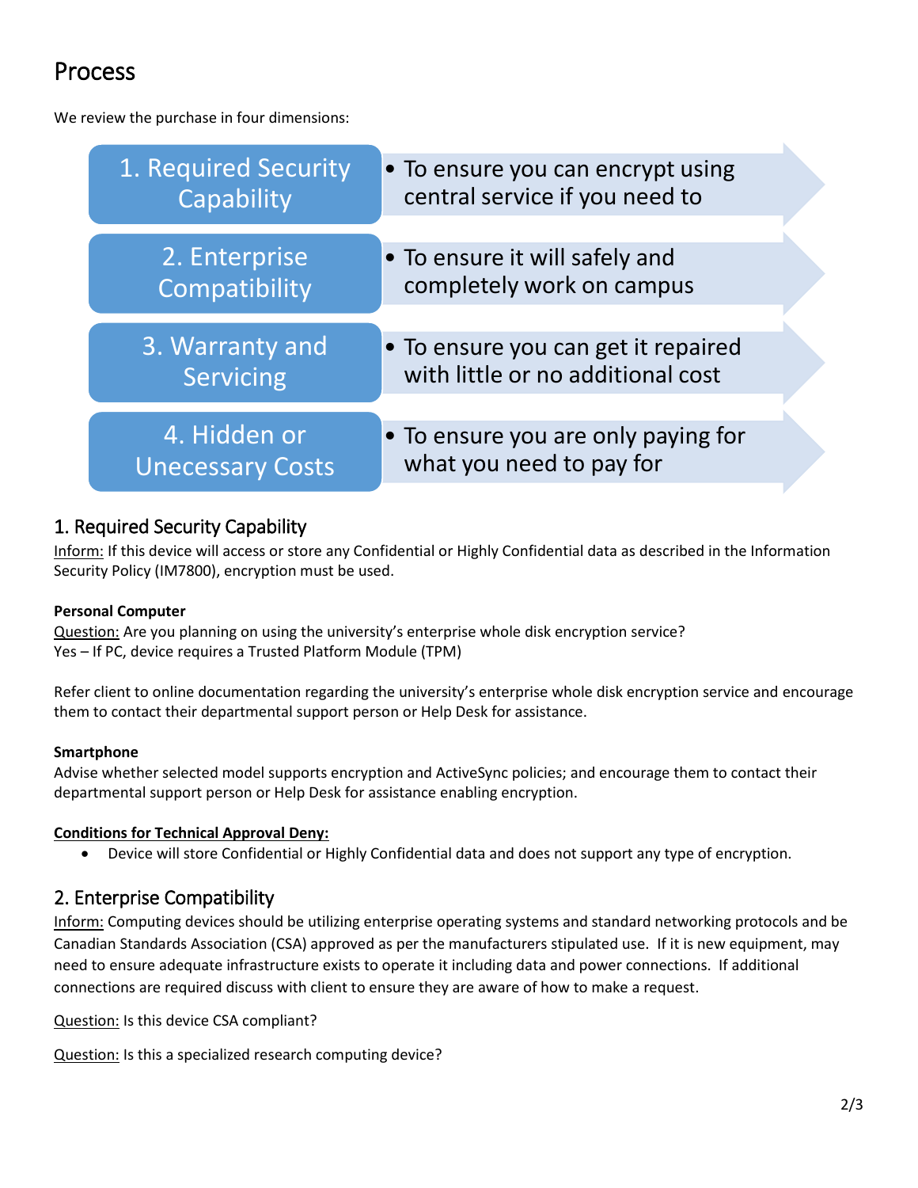# Process

We review the purchase in four dimensions:

| Dimension | Purpose |
| --- | --- |
| 1. Required Security Capability | • To ensure you can encrypt using central service if you need to |
| 2. Enterprise Compatibility | • To ensure it will safely and completely work on campus |
| 3. Warranty and Servicing | • To ensure you can get it repaired with little or no additional cost |
| 4. Hidden or Unecessary Costs | • To ensure you are only paying for what you need to pay for |

## 1. Required Security Capability

Inform: If this device will access or store any Confidential or Highly Confidential data as described in the Information Security Policy (IM7800), encryption must be used.

**Personal Computer**

Question: Are you planning on using the university's enterprise whole disk encryption service?
Yes – If PC, device requires a Trusted Platform Module (TPM)

Refer client to online documentation regarding the university's enterprise whole disk encryption service and encourage them to contact their departmental support person or Help Desk for assistance.

**Smartphone**

Advise whether selected model supports encryption and ActiveSync policies; and encourage them to contact their departmental support person or Help Desk for assistance enabling encryption.

**Conditions for Technical Approval Deny:**

- Device will store Confidential or Highly Confidential data and does not support any type of encryption.

## 2. Enterprise Compatibility

Inform: Computing devices should be utilizing enterprise operating systems and standard networking protocols and be Canadian Standards Association (CSA) approved as per the manufacturers stipulated use. If it is new equipment, may need to ensure adequate infrastructure exists to operate it including data and power connections. If additional connections are required discuss with client to ensure they are aware of how to make a request.

Question: Is this device CSA compliant?

Question: Is this a specialized research computing device?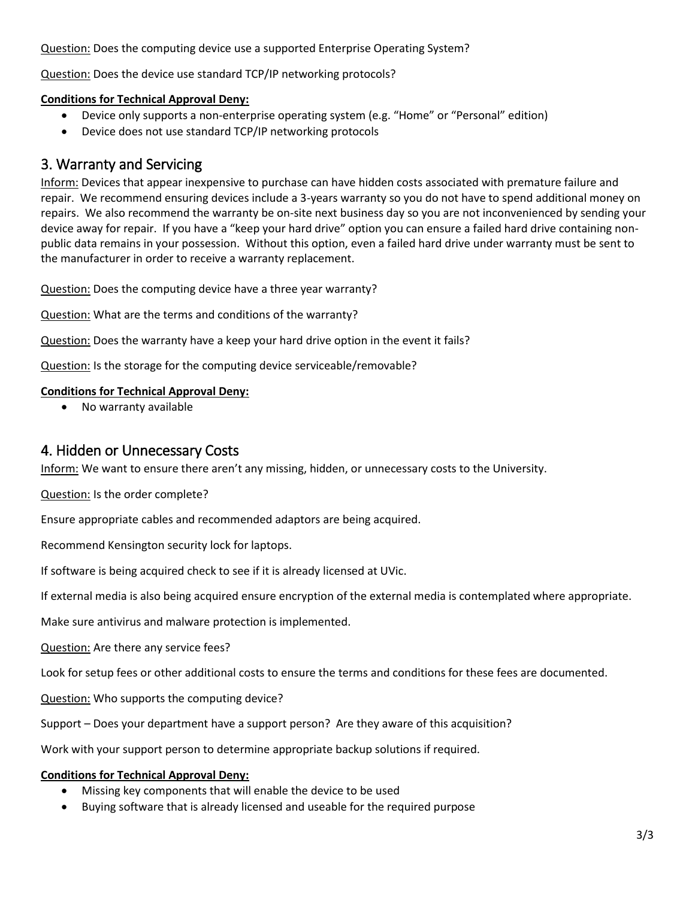<u>Question:</u> Does the computing device use a supported Enterprise Operating System?

<u>Question:</u> Does the device use standard TCP/IP networking protocols?

**Conditions for Technical Approval Deny:**

- Device only supports a non-enterprise operating system (e.g. “Home” or “Personal” edition)
- Device does not use standard TCP/IP networking protocols

## 3. Warranty and Servicing

<u>Inform:</u> Devices that appear inexpensive to purchase can have hidden costs associated with premature failure and repair. We recommend ensuring devices include a 3-years warranty so you do not have to spend additional money on repairs. We also recommend the warranty be on-site next business day so you are not inconvenienced by sending your device away for repair. If you have a “keep your hard drive” option you can ensure a failed hard drive containing non-public data remains in your possession. Without this option, even a failed hard drive under warranty must be sent to the manufacturer in order to receive a warranty replacement.

<u>Question:</u> Does the computing device have a three year warranty?

<u>Question:</u> What are the terms and conditions of the warranty?

<u>Question:</u> Does the warranty have a keep your hard drive option in the event it fails?

<u>Question:</u> Is the storage for the computing device serviceable/removable?

**Conditions for Technical Approval Deny:**

- No warranty available

## 4. Hidden or Unnecessary Costs

<u>Inform:</u> We want to ensure there aren’t any missing, hidden, or unnecessary costs to the University.

<u>Question:</u> Is the order complete?

Ensure appropriate cables and recommended adaptors are being acquired.

Recommend Kensington security lock for laptops.

If software is being acquired check to see if it is already licensed at UVic.

If external media is also being acquired ensure encryption of the external media is contemplated where appropriate.

Make sure antivirus and malware protection is implemented.

<u>Question:</u> Are there any service fees?

Look for setup fees or other additional costs to ensure the terms and conditions for these fees are documented.

<u>Question:</u> Who supports the computing device?

Support – Does your department have a support person? Are they aware of this acquisition?

Work with your support person to determine appropriate backup solutions if required.

**Conditions for Technical Approval Deny:**

- Missing key components that will enable the device to be used
- Buying software that is already licensed and useable for the required purpose